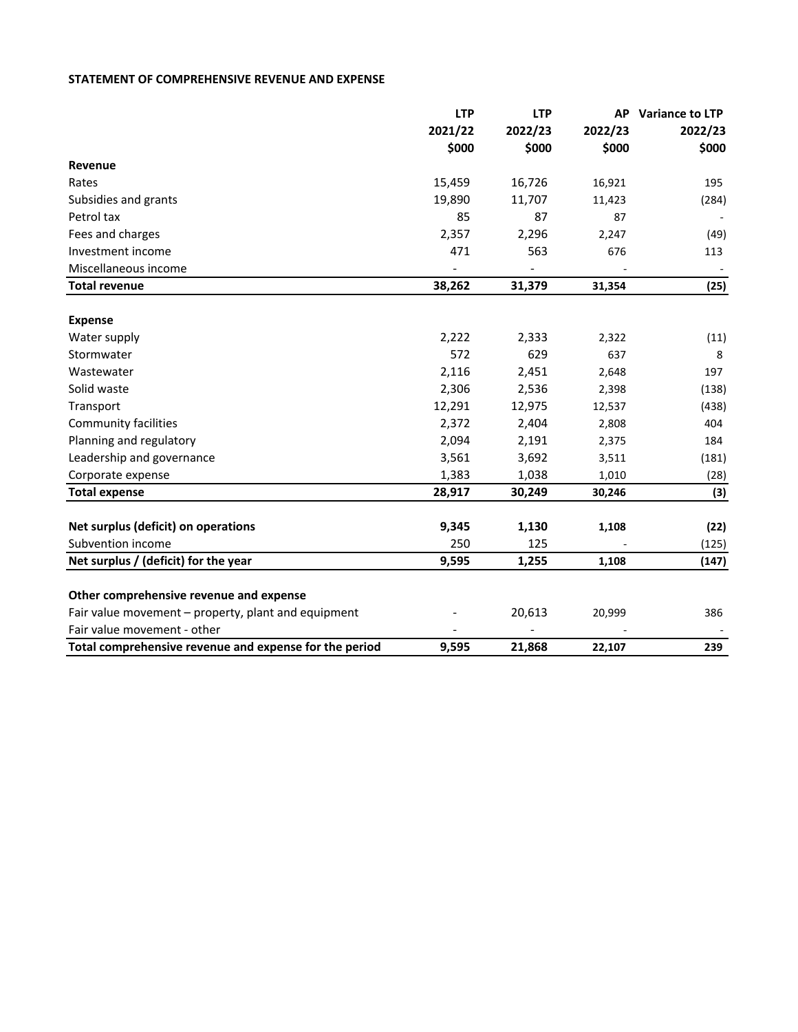**STATEMENT OF COMPREHENSIVE REVENUE AND EXPENSE**

| | LTP 2021/22 $000 | LTP 2022/23 $000 | AP 2022/23 $000 | Variance to LTP 2022/23 $000 |
|---|---|---|---|---|
| **Revenue** | | | | |
| Rates | 15,459 | 16,726 | 16,921 | 195 |
| Subsidies and grants | 19,890 | 11,707 | 11,423 | (284) |
| Petrol tax | 85 | 87 | 87 | - |
| Fees and charges | 2,357 | 2,296 | 2,247 | (49) |
| Investment income | 471 | 563 | 676 | 113 |
| Miscellaneous income | - | - | - | - |
| **Total revenue** | **38,262** | **31,379** | **31,354** | **(25)** |
| **Expense** | | | | |
| Water supply | 2,222 | 2,333 | 2,322 | (11) |
| Stormwater | 572 | 629 | 637 | 8 |
| Wastewater | 2,116 | 2,451 | 2,648 | 197 |
| Solid waste | 2,306 | 2,536 | 2,398 | (138) |
| Transport | 12,291 | 12,975 | 12,537 | (438) |
| Community facilities | 2,372 | 2,404 | 2,808 | 404 |
| Planning and regulatory | 2,094 | 2,191 | 2,375 | 184 |
| Leadership and governance | 3,561 | 3,692 | 3,511 | (181) |
| Corporate expense | 1,383 | 1,038 | 1,010 | (28) |
| **Total expense** | **28,917** | **30,249** | **30,246** | **(3)** |
| **Net surplus (deficit) on operations** | **9,345** | **1,130** | **1,108** | **(22)** |
| Subvention income | 250 | 125 | - | (125) |
| **Net surplus / (deficit) for the year** | **9,595** | **1,255** | **1,108** | **(147)** |
| **Other comprehensive revenue and expense** | | | | |
| Fair value movement – property, plant and equipment | - | 20,613 | 20,999 | 386 |
| Fair value movement - other | - | - | - | - |
| **Total comprehensive revenue and expense for the period** | **9,595** | **21,868** | **22,107** | **239** |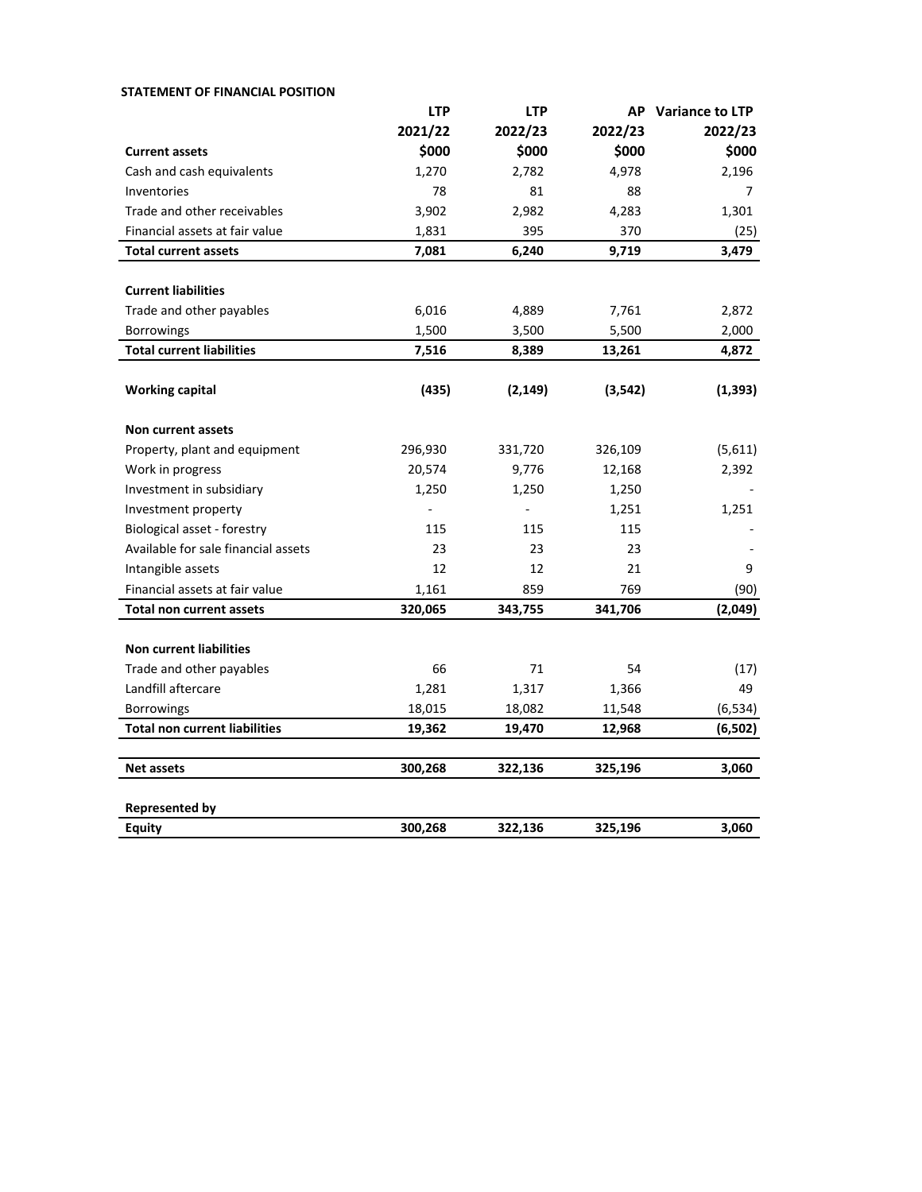**STATEMENT OF FINANCIAL POSITION**

| | LTP 2021/22 $000 | LTP 2022/23 $000 | AP 2022/23 $000 | Variance to LTP 2022/23 $000 |
|---|---|---|---|---|
| **Current assets** | | | | |
| Cash and cash equivalents | 1,270 | 2,782 | 4,978 | 2,196 |
| Inventories | 78 | 81 | 88 | 7 |
| Trade and other receivables | 3,902 | 2,982 | 4,283 | 1,301 |
| Financial assets at fair value | 1,831 | 395 | 370 | (25) |
| **Total current assets** | **7,081** | **6,240** | **9,719** | **3,479** |
| | | | | |
| **Current liabilities** | | | | |
| Trade and other payables | 6,016 | 4,889 | 7,761 | 2,872 |
| Borrowings | 1,500 | 3,500 | 5,500 | 2,000 |
| **Total current liabilities** | **7,516** | **8,389** | **13,261** | **4,872** |
| | | | | |
| **Working capital** | **(435)** | **(2,149)** | **(3,542)** | **(1,393)** |
| | | | | |
| **Non current assets** | | | | |
| Property, plant and equipment | 296,930 | 331,720 | 326,109 | (5,611) |
| Work in progress | 20,574 | 9,776 | 12,168 | 2,392 |
| Investment in subsidiary | 1,250 | 1,250 | 1,250 | - |
| Investment property | - | - | 1,251 | 1,251 |
| Biological asset - forestry | 115 | 115 | 115 | - |
| Available for sale financial assets | 23 | 23 | 23 | - |
| Intangible assets | 12 | 12 | 21 | 9 |
| Financial assets at fair value | 1,161 | 859 | 769 | (90) |
| **Total non current assets** | **320,065** | **343,755** | **341,706** | **(2,049)** |
| | | | | |
| **Non current liabilities** | | | | |
| Trade and other payables | 66 | 71 | 54 | (17) |
| Landfill aftercare | 1,281 | 1,317 | 1,366 | 49 |
| Borrowings | 18,015 | 18,082 | 11,548 | (6,534) |
| **Total non current liabilities** | **19,362** | **19,470** | **12,968** | **(6,502)** |
| | | | | |
| **Net assets** | **300,268** | **322,136** | **325,196** | **3,060** |
| | | | | |
| **Represented by** | | | | |
| **Equity** | **300,268** | **322,136** | **325,196** | **3,060** |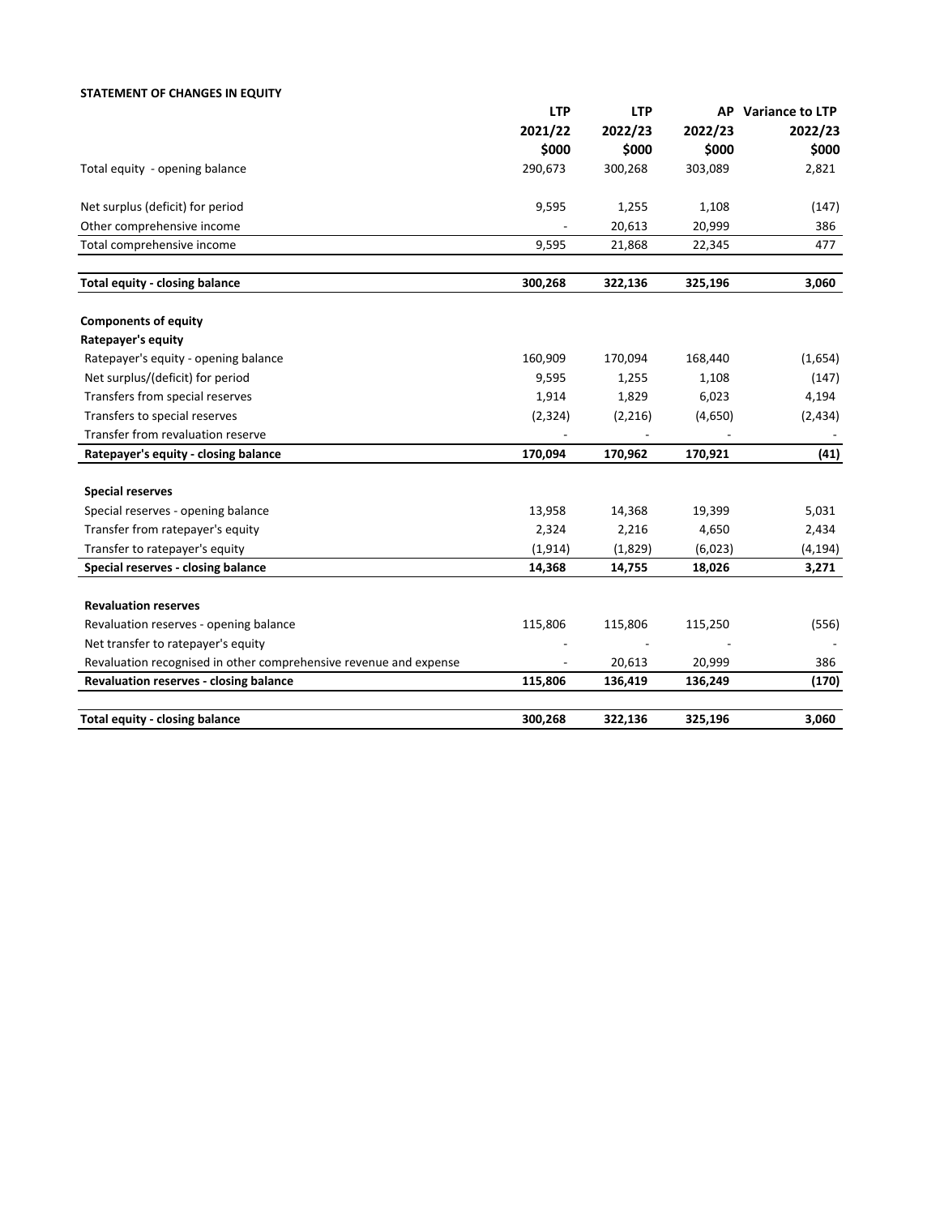**STATEMENT OF CHANGES IN EQUITY**

| | LTP 2021/22 $000 | LTP 2022/23 $000 | AP 2022/23 $000 | Variance to LTP 2022/23 $000 |
|---|---|---|---|---|
| Total equity - opening balance | 290,673 | 300,268 | 303,089 | 2,821 |
| | | | | |
| Net surplus (deficit) for period | 9,595 | 1,255 | 1,108 | (147) |
| Other comprehensive income | - | 20,613 | 20,999 | 386 |
| Total comprehensive income | 9,595 | 21,868 | 22,345 | 477 |
| | | | | |
| **Total equity - closing balance** | **300,268** | **322,136** | **325,196** | **3,060** |
| | | | | |
| **Components of equity** | | | | |
| **Ratepayer's equity** | | | | |
| Ratepayer's equity - opening balance | 160,909 | 170,094 | 168,440 | (1,654) |
| Net surplus/(deficit) for period | 9,595 | 1,255 | 1,108 | (147) |
| Transfers from special reserves | 1,914 | 1,829 | 6,023 | 4,194 |
| Transfers to special reserves | (2,324) | (2,216) | (4,650) | (2,434) |
| Transfer from revaluation reserve | - | - | - | - |
| **Ratepayer's equity - closing balance** | **170,094** | **170,962** | **170,921** | **(41)** |
| | | | | |
| **Special reserves** | | | | |
| Special reserves - opening balance | 13,958 | 14,368 | 19,399 | 5,031 |
| Transfer from ratepayer's equity | 2,324 | 2,216 | 4,650 | 2,434 |
| Transfer to ratepayer's equity | (1,914) | (1,829) | (6,023) | (4,194) |
| **Special reserves - closing balance** | **14,368** | **14,755** | **18,026** | **3,271** |
| | | | | |
| **Revaluation reserves** | | | | |
| Revaluation reserves - opening balance | 115,806 | 115,806 | 115,250 | (556) |
| Net transfer to ratepayer's equity | - | - | - | - |
| Revaluation recognised in other comprehensive revenue and expense | - | 20,613 | 20,999 | 386 |
| **Revaluation reserves - closing balance** | **115,806** | **136,419** | **136,249** | **(170)** |
| | | | | |
| **Total equity - closing balance** | **300,268** | **322,136** | **325,196** | **3,060** |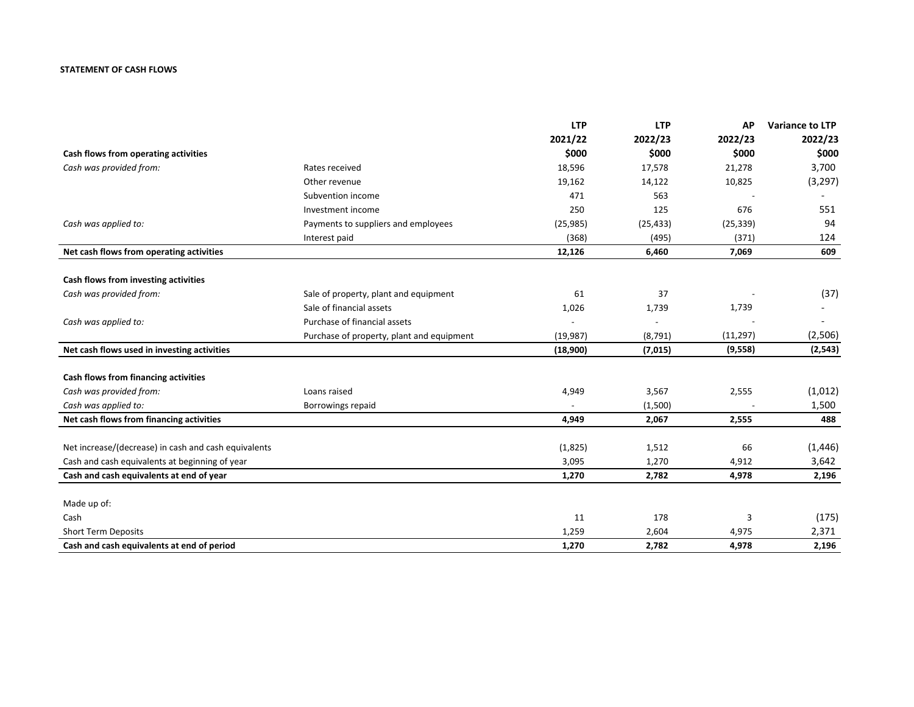**STATEMENT OF CASH FLOWS**

| | | LTP 2021/22 $000 | LTP 2022/23 $000 | AP 2022/23 $000 | Variance to LTP 2022/23 $000 |
|---|---|---|---|---|---|
| **Cash flows from operating activities** | | | | | |
| *Cash was provided from:* | Rates received | 18,596 | 17,578 | 21,278 | 3,700 |
| | Other revenue | 19,162 | 14,122 | 10,825 | (3,297) |
| | Subvention income | 471 | 563 | - | - |
| | Investment income | 250 | 125 | 676 | 551 |
| *Cash was applied to:* | Payments to suppliers and employees | (25,985) | (25,433) | (25,339) | 94 |
| | Interest paid | (368) | (495) | (371) | 124 |
| **Net cash flows from operating activities** | | **12,126** | **6,460** | **7,069** | **609** |
| | | | | | |
| **Cash flows from investing activities** | | | | | |
| *Cash was provided from:* | Sale of property, plant and equipment | 61 | 37 | - | (37) |
| | Sale of financial assets | 1,026 | 1,739 | 1,739 | - |
| *Cash was applied to:* | Purchase of financial assets | - | - | - | - |
| | Purchase of property, plant and equipment | (19,987) | (8,791) | (11,297) | (2,506) |
| **Net cash flows used in investing activities** | | **(18,900)** | **(7,015)** | **(9,558)** | **(2,543)** |
| | | | | | |
| **Cash flows from financing activities** | | | | | |
| *Cash was provided from:* | Loans raised | 4,949 | 3,567 | 2,555 | (1,012) |
| *Cash was applied to:* | Borrowings repaid | - | (1,500) | - | 1,500 |
| **Net cash flows from financing activities** | | **4,949** | **2,067** | **2,555** | **488** |
| | | | | | |
| Net increase/(decrease) in cash and cash equivalents | | (1,825) | 1,512 | 66 | (1,446) |
| Cash and cash equivalents at beginning of year | | 3,095 | 1,270 | 4,912 | 3,642 |
| **Cash and cash equivalents at end of year** | | **1,270** | **2,782** | **4,978** | **2,196** |
| | | | | | |
| Made up of: | | | | | |
| Cash | | 11 | 178 | 3 | (175) |
| Short Term Deposits | | 1,259 | 2,604 | 4,975 | 2,371 |
| **Cash and cash equivalents at end of period** | | **1,270** | **2,782** | **4,978** | **2,196** |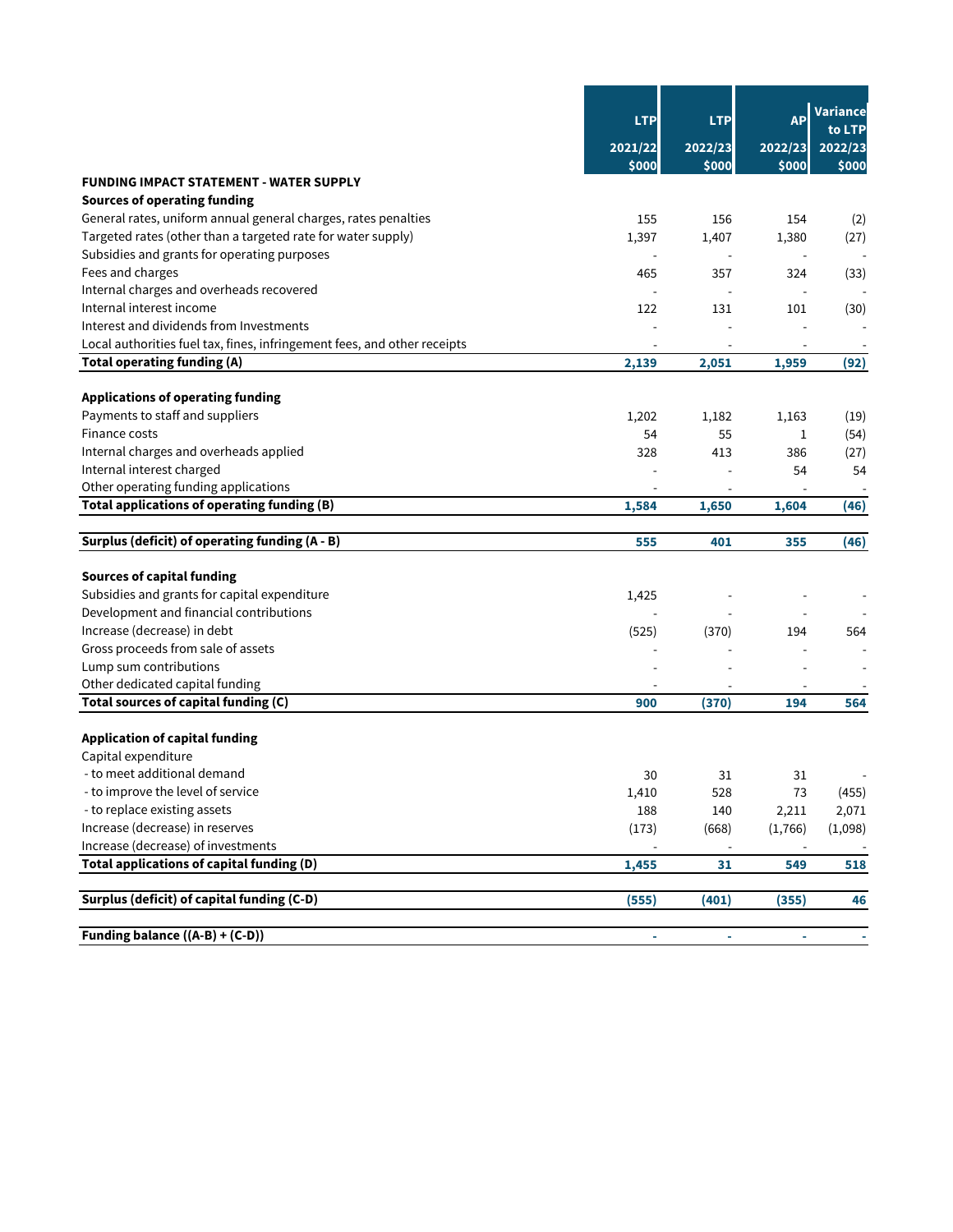| FUNDING IMPACT STATEMENT - WATER SUPPLY | LTP 2021/22 $000 | LTP 2022/23 $000 | AP 2022/23 $000 | Variance to LTP 2022/23 $000 |
|---|---|---|---|---|
| **Sources of operating funding** | | | | |
| General rates, uniform annual general charges, rates penalties | 155 | 156 | 154 | (2) |
| Targeted rates (other than a targeted rate for water supply) | 1,397 | 1,407 | 1,380 | (27) |
| Subsidies and grants for operating purposes | - | - | - | - |
| Fees and charges | 465 | 357 | 324 | (33) |
| Internal charges and overheads recovered | - | - | - | - |
| Internal interest income | 122 | 131 | 101 | (30) |
| Interest and dividends from Investments | - | - | - | - |
| Local authorities fuel tax, fines, infringement fees, and other receipts | - | - | - | - |
| **Total operating funding (A)** | **2,139** | **2,051** | **1,959** | **(92)** |
| | | | | |
| **Applications of operating funding** | | | | |
| Payments to staff and suppliers | 1,202 | 1,182 | 1,163 | (19) |
| Finance costs | 54 | 55 | 1 | (54) |
| Internal charges and overheads applied | 328 | 413 | 386 | (27) |
| Internal interest charged | - | - | 54 | 54 |
| Other operating funding applications | - | - | - | - |
| **Total applications of operating funding (B)** | **1,584** | **1,650** | **1,604** | **(46)** |
| | | | | |
| **Surplus (deficit) of operating funding (A - B)** | **555** | **401** | **355** | **(46)** |
| | | | | |
| **Sources of capital funding** | | | | |
| Subsidies and grants for capital expenditure | 1,425 | - | - | - |
| Development and financial contributions | - | - | - | - |
| Increase (decrease) in debt | (525) | (370) | 194 | 564 |
| Gross proceeds from sale of assets | - | - | - | - |
| Lump sum contributions | - | - | - | - |
| Other dedicated capital funding | - | - | - | - |
| **Total sources of capital funding (C)** | **900** | **(370)** | **194** | **564** |
| | | | | |
| **Application of capital funding** | | | | |
| Capital expenditure | | | | |
| - to meet additional demand | 30 | 31 | 31 | - |
| - to improve the level of service | 1,410 | 528 | 73 | (455) |
| - to replace existing assets | 188 | 140 | 2,211 | 2,071 |
| Increase (decrease) in reserves | (173) | (668) | (1,766) | (1,098) |
| Increase (decrease) of investments | - | - | - | - |
| **Total applications of capital funding (D)** | **1,455** | **31** | **549** | **518** |
| | | | | |
| **Surplus (deficit) of capital funding (C-D)** | **(555)** | **(401)** | **(355)** | **46** |
| | | | | |
| **Funding balance ((A-B) + (C-D))** | **-** | **-** | **-** | **-** |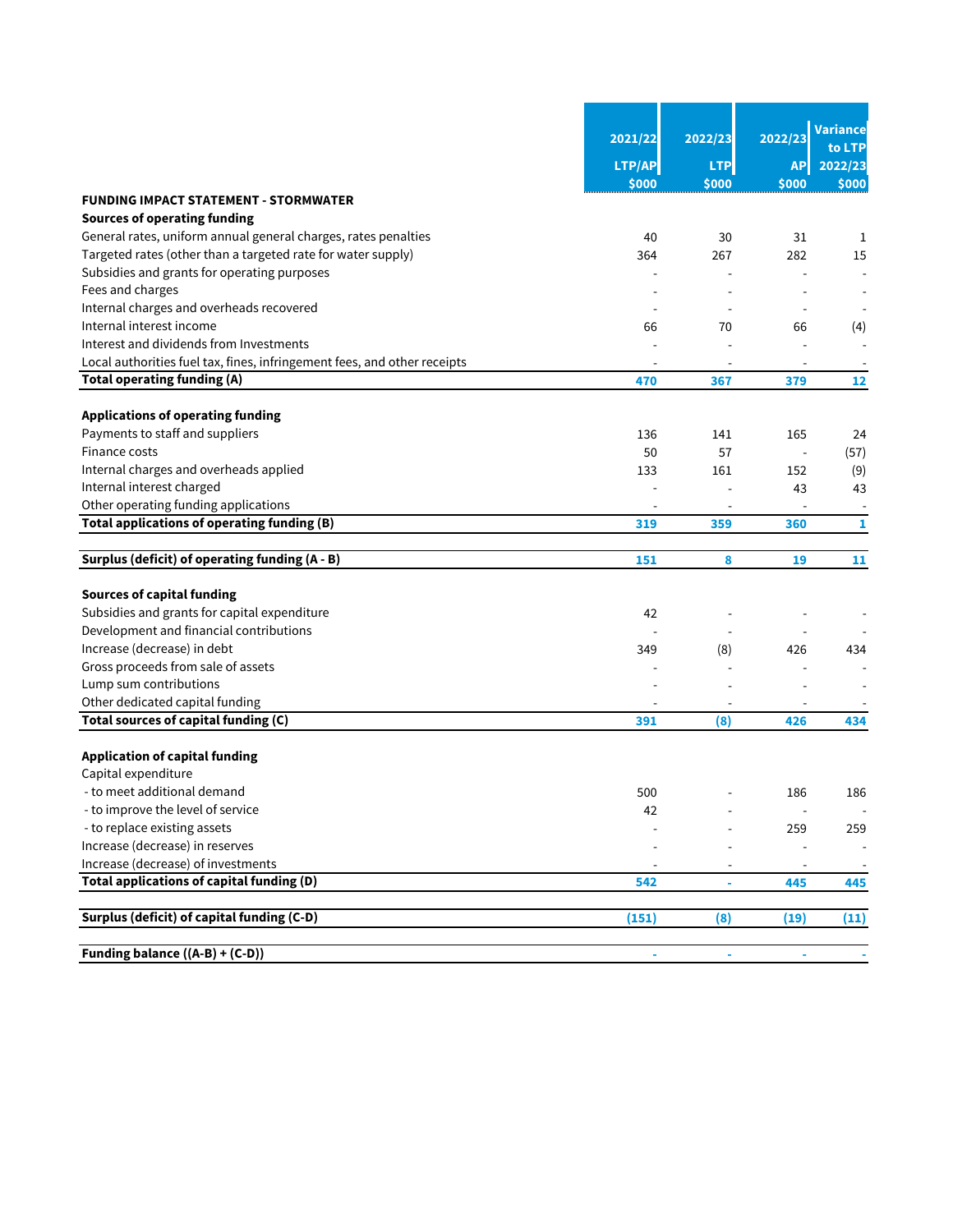| FUNDING IMPACT STATEMENT - STORMWATER | 2021/22 LTP/AP $000 | 2022/23 LTP $000 | 2022/23 AP $000 | Variance to LTP 2022/23 $000 |
|---|---|---|---|---|
| **Sources of operating funding** | | | | |
| General rates, uniform annual general charges, rates penalties | 40 | 30 | 31 | 1 |
| Targeted rates (other than a targeted rate for water supply) | 364 | 267 | 282 | 15 |
| Subsidies and grants for operating purposes | - | - | - | - |
| Fees and charges | - | - | - | - |
| Internal charges and overheads recovered | - | - | - | - |
| Internal interest income | 66 | 70 | 66 | (4) |
| Interest and dividends from Investments | - | - | - | - |
| Local authorities fuel tax, fines, infringement fees, and other receipts | - | - | - | - |
| **Total operating funding (A)** | **470** | **367** | **379** | **12** |
| | | | | |
| **Applications of operating funding** | | | | |
| Payments to staff and suppliers | 136 | 141 | 165 | 24 |
| Finance costs | 50 | 57 | - | (57) |
| Internal charges and overheads applied | 133 | 161 | 152 | (9) |
| Internal interest charged | - | - | 43 | 43 |
| Other operating funding applications | - | - | - | - |
| **Total applications of operating funding (B)** | **319** | **359** | **360** | **1** |
| | | | | |
| **Surplus (deficit) of operating funding (A - B)** | **151** | **8** | **19** | **11** |
| | | | | |
| **Sources of capital funding** | | | | |
| Subsidies and grants for capital expenditure | 42 | - | - | - |
| Development and financial contributions | - | - | - | - |
| Increase (decrease) in debt | 349 | (8) | 426 | 434 |
| Gross proceeds from sale of assets | - | - | - | - |
| Lump sum contributions | - | - | - | - |
| Other dedicated capital funding | - | - | - | - |
| **Total sources of capital funding (C)** | **391** | **(8)** | **426** | **434** |
| | | | | |
| **Application of capital funding** | | | | |
| Capital expenditure | | | | |
| - to meet additional demand | 500 | - | 186 | 186 |
| - to improve the level of service | 42 | - | - | - |
| - to replace existing assets | - | - | 259 | 259 |
| Increase (decrease) in reserves | - | - | - | - |
| Increase (decrease) of investments | - | - | - | - |
| **Total applications of capital funding (D)** | **542** | **-** | **445** | **445** |
| | | | | |
| **Surplus (deficit) of capital funding (C-D)** | **(151)** | **(8)** | **(19)** | **(11)** |
| | | | | |
| **Funding balance ((A-B) + (C-D))** | **-** | **-** | **-** | **-** |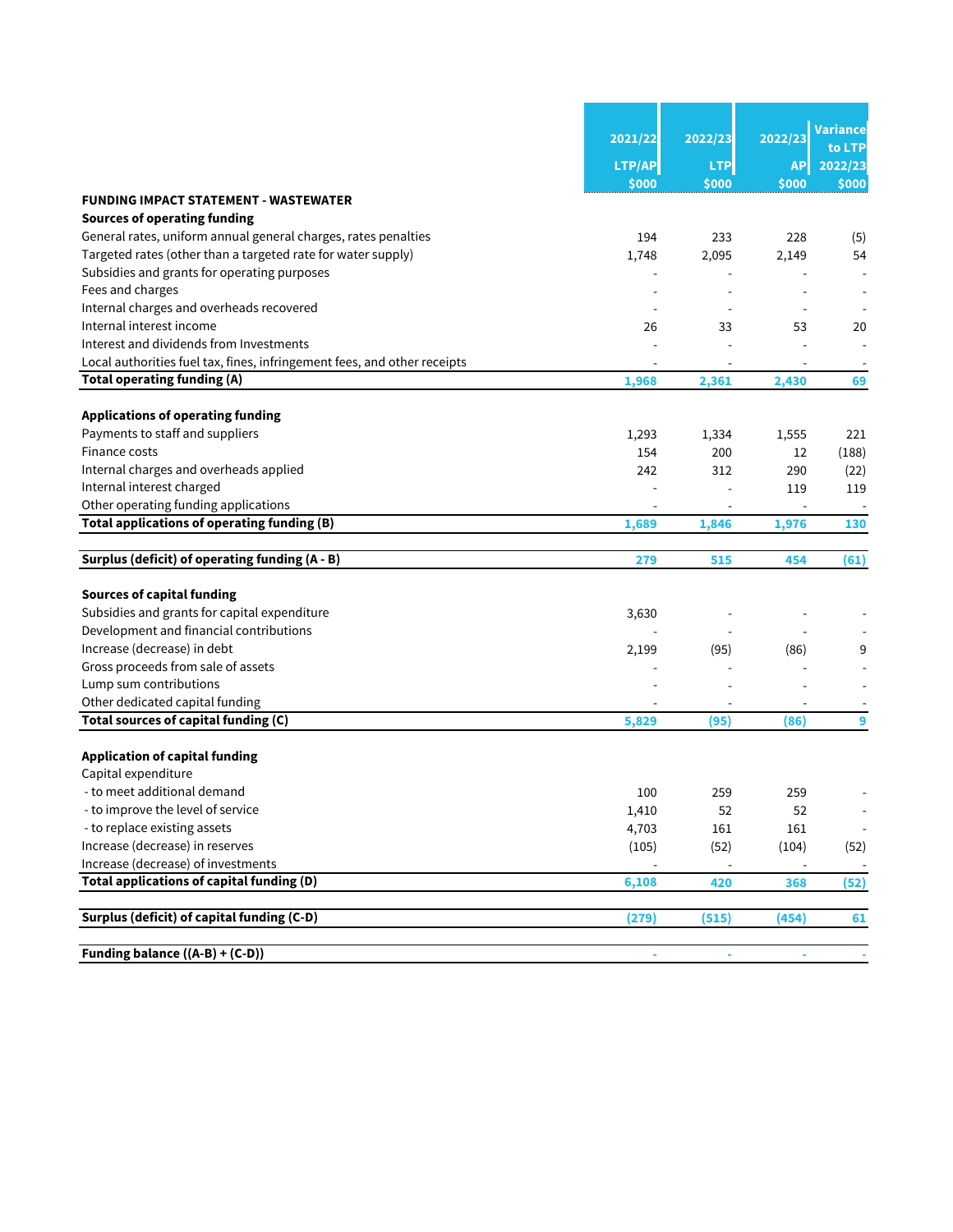| | 2021/22 LTP/AP $000 | 2022/23 LTP $000 | 2022/23 AP $000 | Variance to LTP 2022/23 $000 |
|---|---|---|---|---|
| **FUNDING IMPACT STATEMENT - WASTEWATER** | | | | |
| **Sources of operating funding** | | | | |
| General rates, uniform annual general charges, rates penalties | 194 | 233 | 228 | (5) |
| Targeted rates (other than a targeted rate for water supply) | 1,748 | 2,095 | 2,149 | 54 |
| Subsidies and grants for operating purposes | - | - | - | - |
| Fees and charges | - | - | - | - |
| Internal charges and overheads recovered | - | - | - | - |
| Internal interest income | 26 | 33 | 53 | 20 |
| Interest and dividends from Investments | - | - | - | - |
| Local authorities fuel tax, fines, infringement fees, and other receipts | - | - | - | - |
| **Total operating funding (A)** | **1,968** | **2,361** | **2,430** | **69** |
| | | | | |
| **Applications of operating funding** | | | | |
| Payments to staff and suppliers | 1,293 | 1,334 | 1,555 | 221 |
| Finance costs | 154 | 200 | 12 | (188) |
| Internal charges and overheads applied | 242 | 312 | 290 | (22) |
| Internal interest charged | - | - | 119 | 119 |
| Other operating funding applications | - | - | - | - |
| **Total applications of operating funding (B)** | **1,689** | **1,846** | **1,976** | **130** |
| | | | | |
| **Surplus (deficit) of operating funding (A - B)** | **279** | **515** | **454** | **(61)** |
| | | | | |
| **Sources of capital funding** | | | | |
| Subsidies and grants for capital expenditure | 3,630 | - | - | - |
| Development and financial contributions | - | - | - | - |
| Increase (decrease) in debt | 2,199 | (95) | (86) | 9 |
| Gross proceeds from sale of assets | - | - | - | - |
| Lump sum contributions | - | - | - | - |
| Other dedicated capital funding | - | - | - | - |
| **Total sources of capital funding (C)** | **5,829** | **(95)** | **(86)** | **9** |
| | | | | |
| **Application of capital funding** | | | | |
| Capital expenditure | | | | |
| - to meet additional demand | 100 | 259 | 259 | - |
| - to improve the level of service | 1,410 | 52 | 52 | - |
| - to replace existing assets | 4,703 | 161 | 161 | - |
| Increase (decrease) in reserves | (105) | (52) | (104) | (52) |
| Increase (decrease) of investments | - | - | - | - |
| **Total applications of capital funding (D)** | **6,108** | **420** | **368** | **(52)** |
| | | | | |
| **Surplus (deficit) of capital funding (C-D)** | **(279)** | **(515)** | **(454)** | **61** |
| | | | | |
| **Funding balance ((A-B) + (C-D))** | **-** | **-** | **-** | **-** |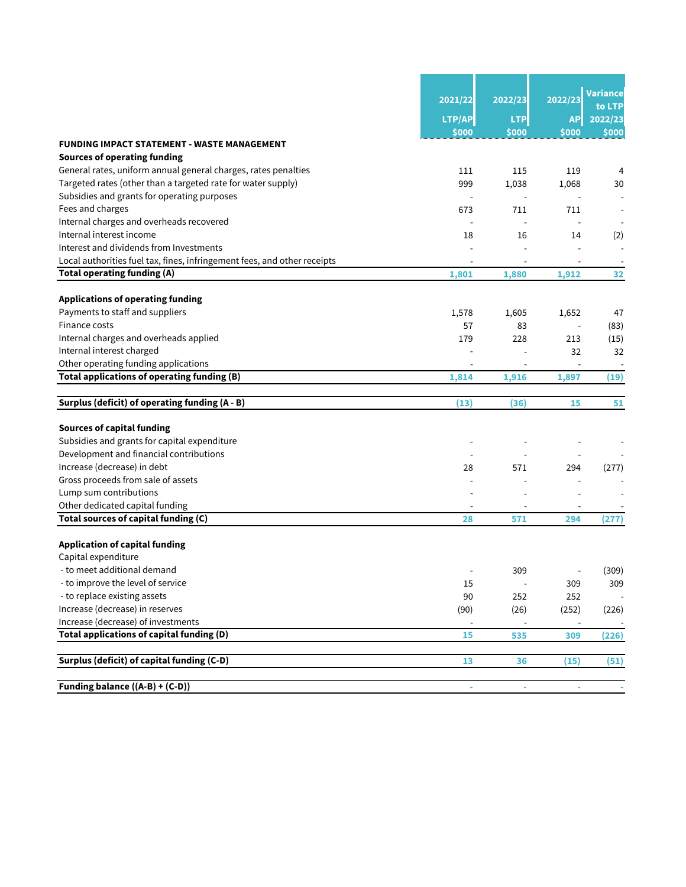| FUNDING IMPACT STATEMENT - WASTE MANAGEMENT | 2021/22 LTP/AP $000 | 2022/23 LTP $000 | 2022/23 AP $000 | Variance to LTP 2022/23 $000 |
|---|---|---|---|---|
| **Sources of operating funding** | | | | |
| General rates, uniform annual general charges, rates penalties | 111 | 115 | 119 | 4 |
| Targeted rates (other than a targeted rate for water supply) | 999 | 1,038 | 1,068 | 30 |
| Subsidies and grants for operating purposes | - | - | - | - |
| Fees and charges | 673 | 711 | 711 | - |
| Internal charges and overheads recovered | - | - | - | - |
| Internal interest income | 18 | 16 | 14 | (2) |
| Interest and dividends from Investments | - | - | - | - |
| Local authorities fuel tax, fines, infringement fees, and other receipts | - | - | - | - |
| **Total operating funding (A)** | **1,801** | **1,880** | **1,912** | **32** |
| **Applications of operating funding** | | | | |
| Payments to staff and suppliers | 1,578 | 1,605 | 1,652 | 47 |
| Finance costs | 57 | 83 | - | (83) |
| Internal charges and overheads applied | 179 | 228 | 213 | (15) |
| Internal interest charged | - | - | 32 | 32 |
| Other operating funding applications | - | - | - | - |
| **Total applications of operating funding (B)** | **1,814** | **1,916** | **1,897** | **(19)** |
| **Surplus (deficit) of operating funding (A - B)** | **(13)** | **(36)** | **15** | **51** |
| **Sources of capital funding** | | | | |
| Subsidies and grants for capital expenditure | - | - | - | - |
| Development and financial contributions | - | - | - | - |
| Increase (decrease) in debt | 28 | 571 | 294 | (277) |
| Gross proceeds from sale of assets | - | - | - | - |
| Lump sum contributions | - | - | - | - |
| Other dedicated capital funding | - | - | - | - |
| **Total sources of capital funding (C)** | **28** | **571** | **294** | **(277)** |
| **Application of capital funding** | | | | |
| Capital expenditure | | | | |
| - to meet additional demand | - | 309 | - | (309) |
| - to improve the level of service | 15 | - | 309 | 309 |
| - to replace existing assets | 90 | 252 | 252 | - |
| Increase (decrease) in reserves | (90) | (26) | (252) | (226) |
| Increase (decrease) of investments | - | - | - | - |
| **Total applications of capital funding (D)** | **15** | **535** | **309** | **(226)** |
| **Surplus (deficit) of capital funding (C-D)** | **13** | **36** | **(15)** | **(51)** |
| **Funding balance ((A-B) + (C-D))** | **-** | **-** | **-** | **-** |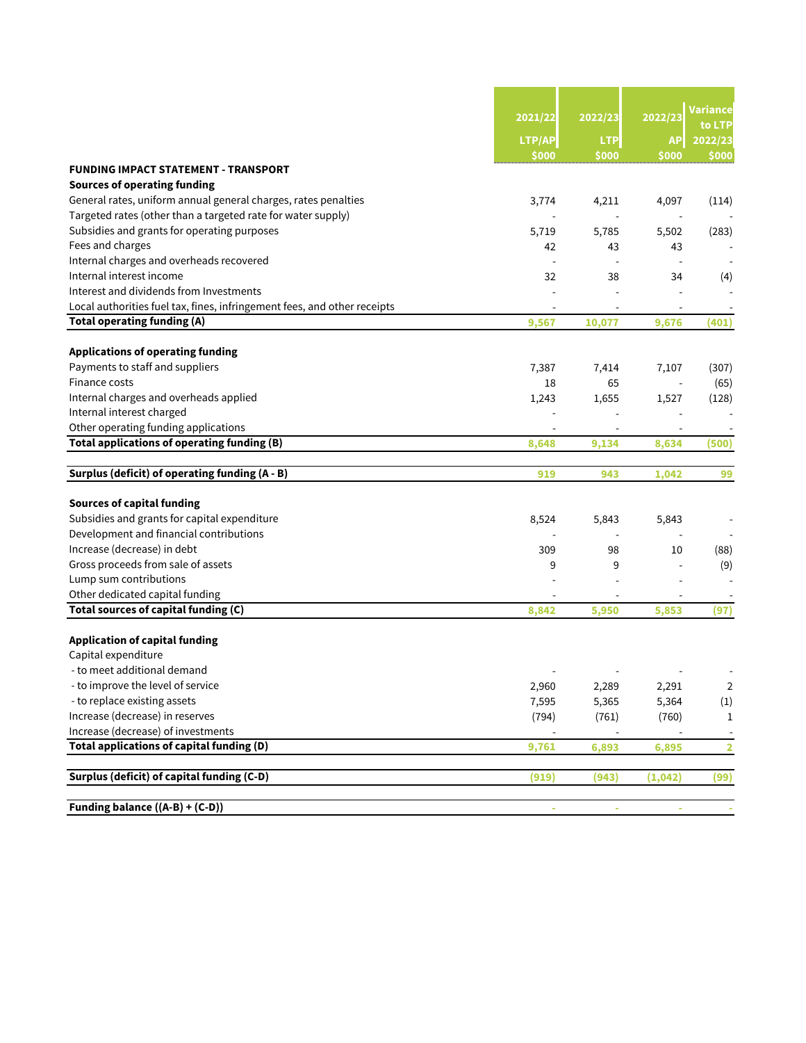| | 2021/22 LTP/AP $000 | 2022/23 LTP $000 | 2022/23 AP $000 | Variance to LTP 2022/23 $000 |
|---|---|---|---|---|
| **FUNDING IMPACT STATEMENT - TRANSPORT** | | | | |
| **Sources of operating funding** | | | | |
| General rates, uniform annual general charges, rates penalties | 3,774 | 4,211 | 4,097 | (114) |
| Targeted rates (other than a targeted rate for water supply) | - | - | - | - |
| Subsidies and grants for operating purposes | 5,719 | 5,785 | 5,502 | (283) |
| Fees and charges | 42 | 43 | 43 | - |
| Internal charges and overheads recovered | - | - | - | - |
| Internal interest income | 32 | 38 | 34 | (4) |
| Interest and dividends from Investments | - | - | - | - |
| Local authorities fuel tax, fines, infringement fees, and other receipts | - | - | - | - |
| **Total operating funding (A)** | **9,567** | **10,077** | **9,676** | **(401)** |
| **Applications of operating funding** | | | | |
| Payments to staff and suppliers | 7,387 | 7,414 | 7,107 | (307) |
| Finance costs | 18 | 65 | - | (65) |
| Internal charges and overheads applied | 1,243 | 1,655 | 1,527 | (128) |
| Internal interest charged | - | - | - | - |
| Other operating funding applications | - | - | - | - |
| **Total applications of operating funding (B)** | **8,648** | **9,134** | **8,634** | **(500)** |
| **Surplus (deficit) of operating funding (A - B)** | **919** | **943** | **1,042** | **99** |
| **Sources of capital funding** | | | | |
| Subsidies and grants for capital expenditure | 8,524 | 5,843 | 5,843 | - |
| Development and financial contributions | - | - | - | - |
| Increase (decrease) in debt | 309 | 98 | 10 | (88) |
| Gross proceeds from sale of assets | 9 | 9 | - | (9) |
| Lump sum contributions | - | - | - | - |
| Other dedicated capital funding | - | - | - | - |
| **Total sources of capital funding (C)** | **8,842** | **5,950** | **5,853** | **(97)** |
| **Application of capital funding** | | | | |
| Capital expenditure | | | | |
| - to meet additional demand | - | - | - | - |
| - to improve the level of service | 2,960 | 2,289 | 2,291 | 2 |
| - to replace existing assets | 7,595 | 5,365 | 5,364 | (1) |
| Increase (decrease) in reserves | (794) | (761) | (760) | 1 |
| Increase (decrease) of investments | - | - | - | - |
| **Total applications of capital funding (D)** | **9,761** | **6,893** | **6,895** | **2** |
| **Surplus (deficit) of capital funding (C-D)** | **(919)** | **(943)** | **(1,042)** | **(99)** |
| **Funding balance ((A-B) + (C-D))** | **-** | **-** | **-** | **-** |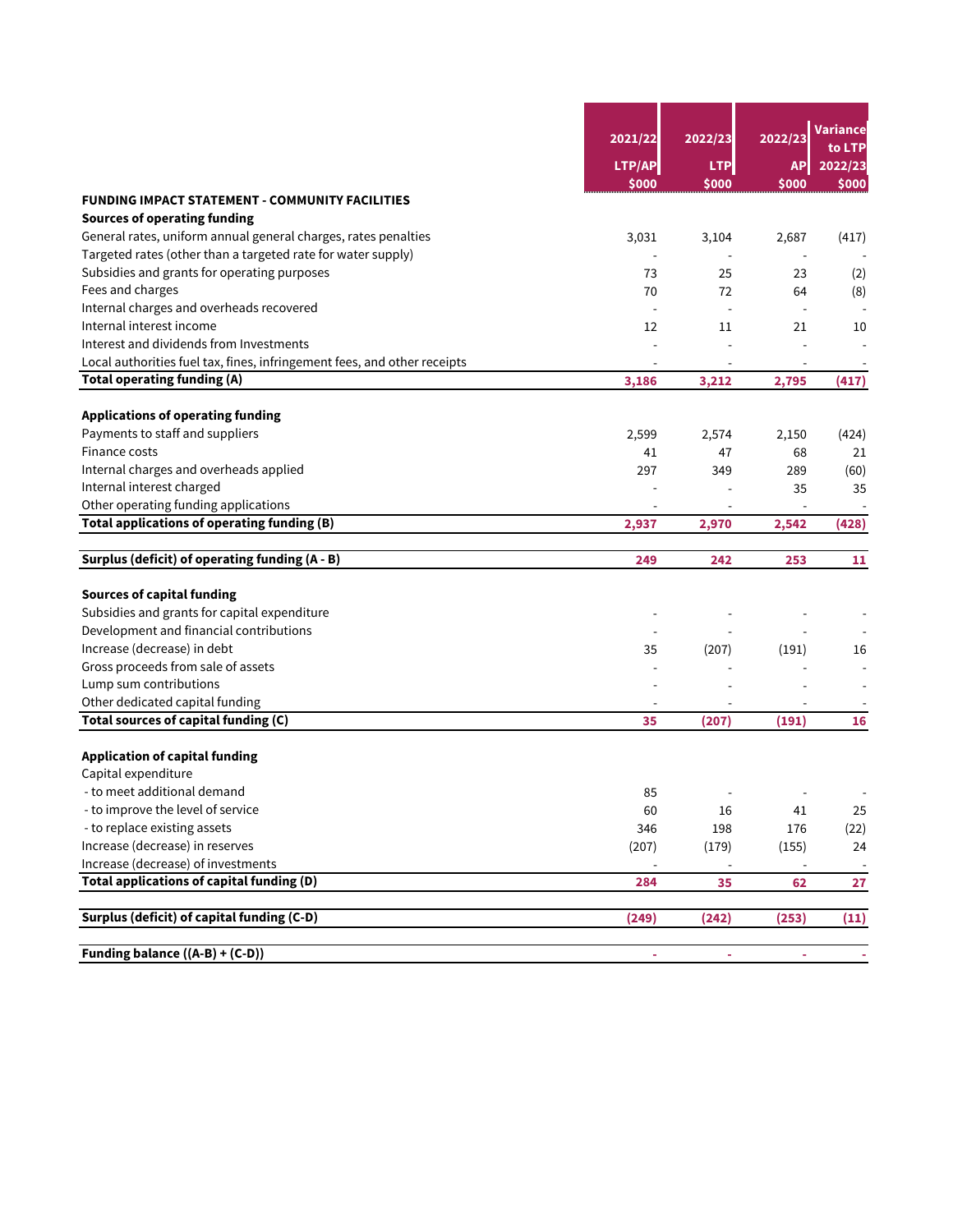| FUNDING IMPACT STATEMENT - COMMUNITY FACILITIES | 2021/22 LTP/AP $000 | 2022/23 LTP $000 | 2022/23 AP $000 | Variance to LTP 2022/23 $000 |
|---|---|---|---|---|
| **Sources of operating funding** | | | | |
| General rates, uniform annual general charges, rates penalties | 3,031 | 3,104 | 2,687 | (417) |
| Targeted rates (other than a targeted rate for water supply) | - | - | - | - |
| Subsidies and grants for operating purposes | 73 | 25 | 23 | (2) |
| Fees and charges | 70 | 72 | 64 | (8) |
| Internal charges and overheads recovered | - | - | - | - |
| Internal interest income | 12 | 11 | 21 | 10 |
| Interest and dividends from Investments | - | - | - | - |
| Local authorities fuel tax, fines, infringement fees, and other receipts | - | - | - | - |
| **Total operating funding (A)** | **3,186** | **3,212** | **2,795** | **(417)** |
| | | | | |
| **Applications of operating funding** | | | | |
| Payments to staff and suppliers | 2,599 | 2,574 | 2,150 | (424) |
| Finance costs | 41 | 47 | 68 | 21 |
| Internal charges and overheads applied | 297 | 349 | 289 | (60) |
| Internal interest charged | - | - | 35 | 35 |
| Other operating funding applications | - | - | - | - |
| **Total applications of operating funding (B)** | **2,937** | **2,970** | **2,542** | **(428)** |
| | | | | |
| **Surplus (deficit) of operating funding (A - B)** | **249** | **242** | **253** | **11** |
| | | | | |
| **Sources of capital funding** | | | | |
| Subsidies and grants for capital expenditure | - | - | - | - |
| Development and financial contributions | - | - | - | - |
| Increase (decrease) in debt | 35 | (207) | (191) | 16 |
| Gross proceeds from sale of assets | - | - | - | - |
| Lump sum contributions | - | - | - | - |
| Other dedicated capital funding | - | - | - | - |
| **Total sources of capital funding (C)** | **35** | **(207)** | **(191)** | **16** |
| | | | | |
| **Application of capital funding** | | | | |
| Capital expenditure | | | | |
| - to meet additional demand | 85 | - | - | - |
| - to improve the level of service | 60 | 16 | 41 | 25 |
| - to replace existing assets | 346 | 198 | 176 | (22) |
| Increase (decrease) in reserves | (207) | (179) | (155) | 24 |
| Increase (decrease) of investments | - | - | - | - |
| **Total applications of capital funding (D)** | **284** | **35** | **62** | **27** |
| | | | | |
| **Surplus (deficit) of capital funding (C-D)** | **(249)** | **(242)** | **(253)** | **(11)** |
| | | | | |
| **Funding balance ((A-B) + (C-D))** | **-** | **-** | **-** | **-** |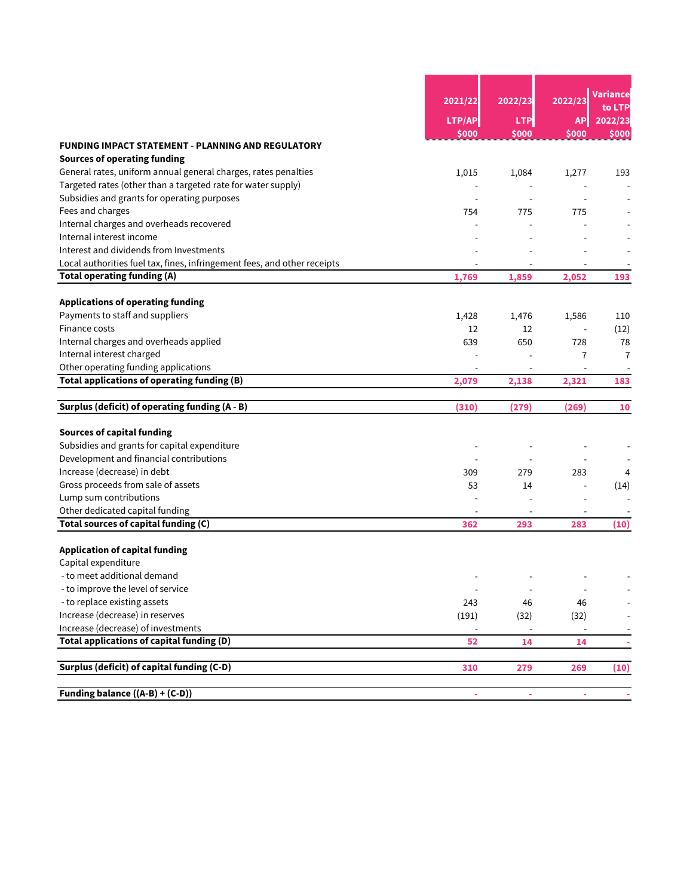| FUNDING IMPACT STATEMENT - PLANNING AND REGULATORY | 2021/22 LTP/AP $000 | 2022/23 LTP $000 | 2022/23 AP $000 | Variance to LTP 2022/23 $000 |
|---|---|---|---|---|
| **Sources of operating funding** | | | | |
| General rates, uniform annual general charges, rates penalties | 1,015 | 1,084 | 1,277 | 193 |
| Targeted rates (other than a targeted rate for water supply) | - | - | - | - |
| Subsidies and grants for operating purposes | - | - | - | - |
| Fees and charges | 754 | 775 | 775 | - |
| Internal charges and overheads recovered | - | - | - | - |
| Internal interest income | - | - | - | - |
| Interest and dividends from Investments | - | - | - | - |
| Local authorities fuel tax, fines, infringement fees, and other receipts | - | - | - | - |
| **Total operating funding (A)** | **1,769** | **1,859** | **2,052** | **193** |
| | | | | |
| **Applications of operating funding** | | | | |
| Payments to staff and suppliers | 1,428 | 1,476 | 1,586 | 110 |
| Finance costs | 12 | 12 | - | (12) |
| Internal charges and overheads applied | 639 | 650 | 728 | 78 |
| Internal interest charged | - | - | 7 | 7 |
| Other operating funding applications | - | - | - | - |
| **Total applications of operating funding (B)** | **2,079** | **2,138** | **2,321** | **183** |
| | | | | |
| **Surplus (deficit) of operating funding (A - B)** | **(310)** | **(279)** | **(269)** | **10** |
| | | | | |
| **Sources of capital funding** | | | | |
| Subsidies and grants for capital expenditure | - | - | - | - |
| Development and financial contributions | - | - | - | - |
| Increase (decrease) in debt | 309 | 279 | 283 | 4 |
| Gross proceeds from sale of assets | 53 | 14 | - | (14) |
| Lump sum contributions | - | - | - | - |
| Other dedicated capital funding | - | - | - | - |
| **Total sources of capital funding (C)** | **362** | **293** | **283** | **(10)** |
| | | | | |
| **Application of capital funding** | | | | |
| Capital expenditure | | | | |
| - to meet additional demand | - | - | - | - |
| - to improve the level of service | - | - | - | - |
| - to replace existing assets | 243 | 46 | 46 | - |
| Increase (decrease) in reserves | (191) | (32) | (32) | - |
| Increase (decrease) of investments | - | - | - | - |
| **Total applications of capital funding (D)** | **52** | **14** | **14** | **-** |
| | | | | |
| **Surplus (deficit) of capital funding (C-D)** | **310** | **279** | **269** | **(10)** |
| | | | | |
| **Funding balance ((A-B) + (C-D))** | **-** | **-** | **-** | **-** |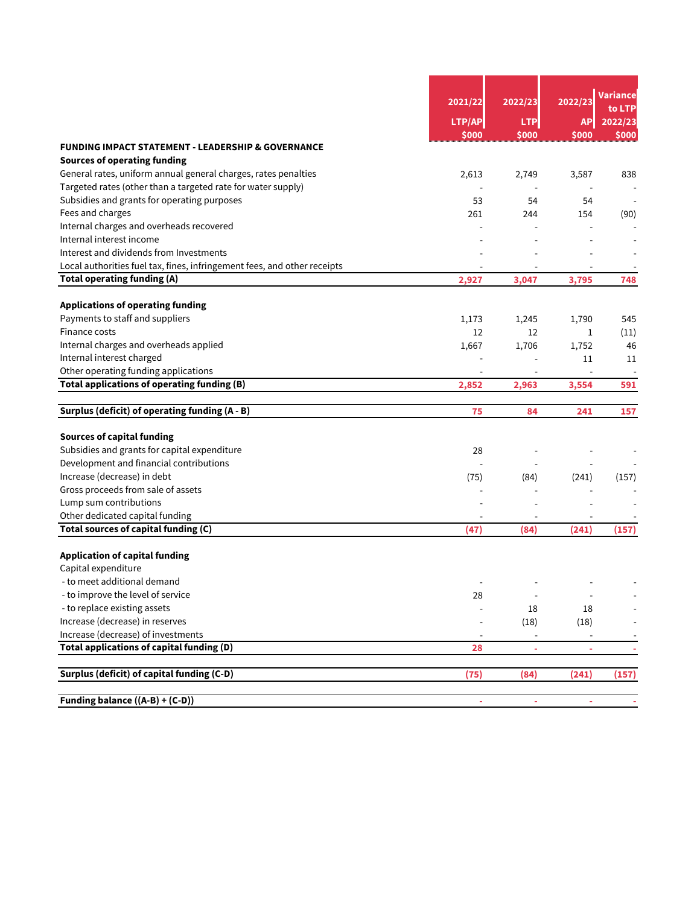| FUNDING IMPACT STATEMENT - LEADERSHIP & GOVERNANCE | 2021/22 LTP/AP $000 | 2022/23 LTP $000 | 2022/23 AP $000 | Variance to LTP 2022/23 $000 |
|---|---|---|---|---|
| **Sources of operating funding** | | | | |
| General rates, uniform annual general charges, rates penalties | 2,613 | 2,749 | 3,587 | 838 |
| Targeted rates (other than a targeted rate for water supply) | - | - | - | - |
| Subsidies and grants for operating purposes | 53 | 54 | 54 | - |
| Fees and charges | 261 | 244 | 154 | (90) |
| Internal charges and overheads recovered | - | - | - | - |
| Internal interest income | - | - | - | - |
| Interest and dividends from Investments | - | - | - | - |
| Local authorities fuel tax, fines, infringement fees, and other receipts | - | - | - | - |
| **Total operating funding (A)** | **2,927** | **3,047** | **3,795** | **748** |
| **Applications of operating funding** | | | | |
| Payments to staff and suppliers | 1,173 | 1,245 | 1,790 | 545 |
| Finance costs | 12 | 12 | 1 | (11) |
| Internal charges and overheads applied | 1,667 | 1,706 | 1,752 | 46 |
| Internal interest charged | - | - | 11 | 11 |
| Other operating funding applications | - | - | - | - |
| **Total applications of operating funding (B)** | **2,852** | **2,963** | **3,554** | **591** |
| **Surplus (deficit) of operating funding (A - B)** | **75** | **84** | **241** | **157** |
| **Sources of capital funding** | | | | |
| Subsidies and grants for capital expenditure | 28 | - | - | - |
| Development and financial contributions | - | - | - | - |
| Increase (decrease) in debt | (75) | (84) | (241) | (157) |
| Gross proceeds from sale of assets | - | - | - | - |
| Lump sum contributions | - | - | - | - |
| Other dedicated capital funding | - | - | - | - |
| **Total sources of capital funding (C)** | **(47)** | **(84)** | **(241)** | **(157)** |
| **Application of capital funding** | | | | |
| Capital expenditure | | | | |
| - to meet additional demand | - | - | - | - |
| - to improve the level of service | 28 | - | - | - |
| - to replace existing assets | - | 18 | 18 | - |
| Increase (decrease) in reserves | - | (18) | (18) | - |
| Increase (decrease) of investments | - | - | - | - |
| **Total applications of capital funding (D)** | **28** | **-** | **-** | **-** |
| **Surplus (deficit) of capital funding (C-D)** | **(75)** | **(84)** | **(241)** | **(157)** |
| **Funding balance ((A-B) + (C-D))** | **-** | **-** | **-** | **-** |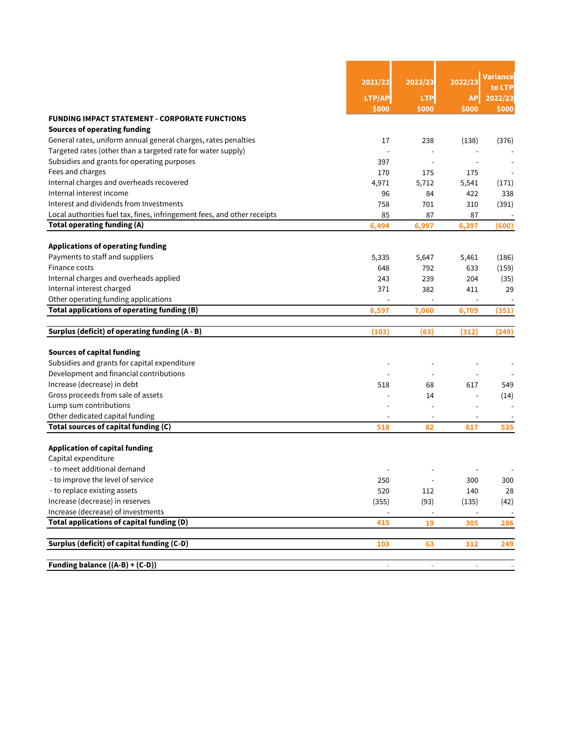| FUNDING IMPACT STATEMENT - CORPORATE FUNCTIONS | 2021/22 LTP/AP $000 | 2022/23 LTP $000 | 2022/23 AP $000 | Variance to LTP 2022/23 $000 |
|---|---|---|---|---|
| **Sources of operating funding** | | | | |
| General rates, uniform annual general charges, rates penalties | 17 | 238 | (138) | (376) |
| Targeted rates (other than a targeted rate for water supply) | - | - | - | - |
| Subsidies and grants for operating purposes | 397 | - | - | - |
| Fees and charges | 170 | 175 | 175 | - |
| Internal charges and overheads recovered | 4,971 | 5,712 | 5,541 | (171) |
| Internal interest income | 96 | 84 | 422 | 338 |
| Interest and dividends from Investments | 758 | 701 | 310 | (391) |
| Local authorities fuel tax, fines, infringement fees, and other receipts | 85 | 87 | 87 | - |
| **Total operating funding (A)** | **6,494** | **6,997** | **6,397** | **(600)** |
| **Applications of operating funding** | | | | |
| Payments to staff and suppliers | 5,335 | 5,647 | 5,461 | (186) |
| Finance costs | 648 | 792 | 633 | (159) |
| Internal charges and overheads applied | 243 | 239 | 204 | (35) |
| Internal interest charged | 371 | 382 | 411 | 29 |
| Other operating funding applications | - | - | - | - |
| **Total applications of operating funding (B)** | **6,597** | **7,060** | **6,709** | **(351)** |
| **Surplus (deficit) of operating funding (A - B)** | **(103)** | **(63)** | **(312)** | **(249)** |
| **Sources of capital funding** | | | | |
| Subsidies and grants for capital expenditure | - | - | - | - |
| Development and financial contributions | - | - | - | - |
| Increase (decrease) in debt | 518 | 68 | 617 | 549 |
| Gross proceeds from sale of assets | - | 14 | - | (14) |
| Lump sum contributions | - | - | - | - |
| Other dedicated capital funding | - | - | - | - |
| **Total sources of capital funding (C)** | **518** | **82** | **617** | **535** |
| **Application of capital funding** | | | | |
| Capital expenditure | | | | |
| - to meet additional demand | - | - | - | - |
| - to improve the level of service | 250 | - | 300 | 300 |
| - to replace existing assets | 520 | 112 | 140 | 28 |
| Increase (decrease) in reserves | (355) | (93) | (135) | (42) |
| Increase (decrease) of investments | - | - | - | - |
| **Total applications of capital funding (D)** | **415** | **19** | **305** | **286** |
| **Surplus (deficit) of capital funding (C-D)** | **103** | **63** | **312** | **249** |
| **Funding balance ((A-B) + (C-D))** | **-** | **-** | **-** | **-** |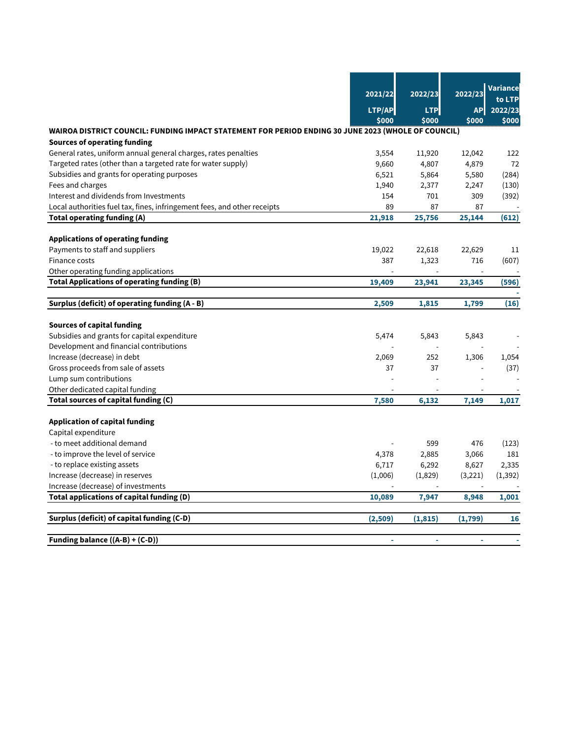| | 2021/22 LTP/AP $000 | 2022/23 LTP $000 | 2022/23 AP $000 | Variance to LTP 2022/23 $000 |
|---|---|---|---|---|
| **WAIROA DISTRICT COUNCIL: FUNDING IMPACT STATEMENT FOR PERIOD ENDING 30 JUNE 2023 (WHOLE OF COUNCIL)** | | | | |
| **Sources of operating funding** | | | | |
| General rates, uniform annual general charges, rates penalties | 3,554 | 11,920 | 12,042 | 122 |
| Targeted rates (other than a targeted rate for water supply) | 9,660 | 4,807 | 4,879 | 72 |
| Subsidies and grants for operating purposes | 6,521 | 5,864 | 5,580 | (284) |
| Fees and charges | 1,940 | 2,377 | 2,247 | (130) |
| Interest and dividends from Investments | 154 | 701 | 309 | (392) |
| Local authorities fuel tax, fines, infringement fees, and other receipts | 89 | 87 | 87 | - |
| **Total operating funding (A)** | **21,918** | **25,756** | **25,144** | **(612)** |
| | | | | |
| **Applications of operating funding** | | | | |
| Payments to staff and suppliers | 19,022 | 22,618 | 22,629 | 11 |
| Finance costs | 387 | 1,323 | 716 | (607) |
| Other operating funding applications | - | - | - | - |
| **Total Applications of operating funding (B)** | **19,409** | **23,941** | **23,345** | **(596)** |
| | | | | - |
| **Surplus (deficit) of operating funding (A - B)** | **2,509** | **1,815** | **1,799** | **(16)** |
| | | | | |
| **Sources of capital funding** | | | | |
| Subsidies and grants for capital expenditure | 5,474 | 5,843 | 5,843 | - |
| Development and financial contributions | - | - | - | - |
| Increase (decrease) in debt | 2,069 | 252 | 1,306 | 1,054 |
| Gross proceeds from sale of assets | 37 | 37 | - | (37) |
| Lump sum contributions | - | - | - | - |
| Other dedicated capital funding | - | - | - | - |
| **Total sources of capital funding (C)** | **7,580** | **6,132** | **7,149** | **1,017** |
| | | | | |
| **Application of capital funding** | | | | |
| Capital expenditure | | | | |
| - to meet additional demand | - | 599 | 476 | (123) |
| - to improve the level of service | 4,378 | 2,885 | 3,066 | 181 |
| - to replace existing assets | 6,717 | 6,292 | 8,627 | 2,335 |
| Increase (decrease) in reserves | (1,006) | (1,829) | (3,221) | (1,392) |
| Increase (decrease) of investments | - | - | - | - |
| **Total applications of capital funding (D)** | **10,089** | **7,947** | **8,948** | **1,001** |
| | | | | |
| **Surplus (deficit) of capital funding (C-D)** | **(2,509)** | **(1,815)** | **(1,799)** | **16** |
| | | | | |
| **Funding balance ((A-B) + (C-D))** | **-** | **-** | **-** | **-** |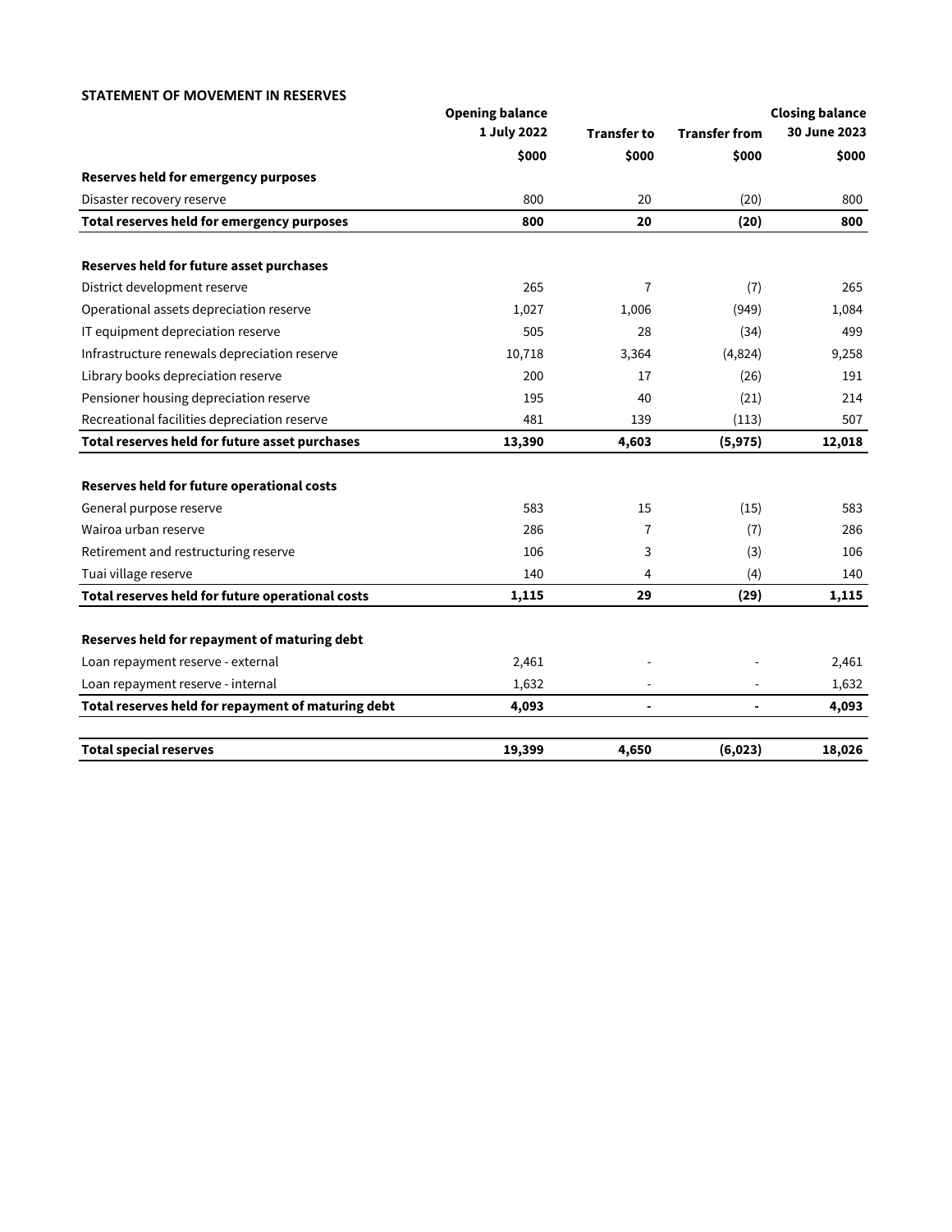**STATEMENT OF MOVEMENT IN RESERVES**

| | Opening balance 1 July 2022 | Transfer to | Transfer from | Closing balance 30 June 2023 |
|---|---|---|---|---|
| | $000 | $000 | $000 | $000 |
| **Reserves held for emergency purposes** | | | | |
| Disaster recovery reserve | 800 | 20 | (20) | 800 |
| **Total reserves held for emergency purposes** | **800** | **20** | **(20)** | **800** |
| | | | | |
| **Reserves held for future asset purchases** | | | | |
| District development reserve | 265 | 7 | (7) | 265 |
| Operational assets depreciation reserve | 1,027 | 1,006 | (949) | 1,084 |
| IT equipment depreciation reserve | 505 | 28 | (34) | 499 |
| Infrastructure renewals depreciation reserve | 10,718 | 3,364 | (4,824) | 9,258 |
| Library books depreciation reserve | 200 | 17 | (26) | 191 |
| Pensioner housing depreciation reserve | 195 | 40 | (21) | 214 |
| Recreational facilities depreciation reserve | 481 | 139 | (113) | 507 |
| **Total reserves held for future asset purchases** | **13,390** | **4,603** | **(5,975)** | **12,018** |
| | | | | |
| **Reserves held for future operational costs** | | | | |
| General purpose reserve | 583 | 15 | (15) | 583 |
| Wairoa urban reserve | 286 | 7 | (7) | 286 |
| Retirement and restructuring reserve | 106 | 3 | (3) | 106 |
| Tuai village reserve | 140 | 4 | (4) | 140 |
| **Total reserves held for future operational costs** | **1,115** | **29** | **(29)** | **1,115** |
| | | | | |
| **Reserves held for repayment of maturing debt** | | | | |
| Loan repayment reserve - external | 2,461 | - | - | 2,461 |
| Loan repayment reserve - internal | 1,632 | - | - | 1,632 |
| **Total reserves held for repayment of maturing debt** | **4,093** | **-** | **-** | **4,093** |
| | | | | |
| **Total special reserves** | **19,399** | **4,650** | **(6,023)** | **18,026** |